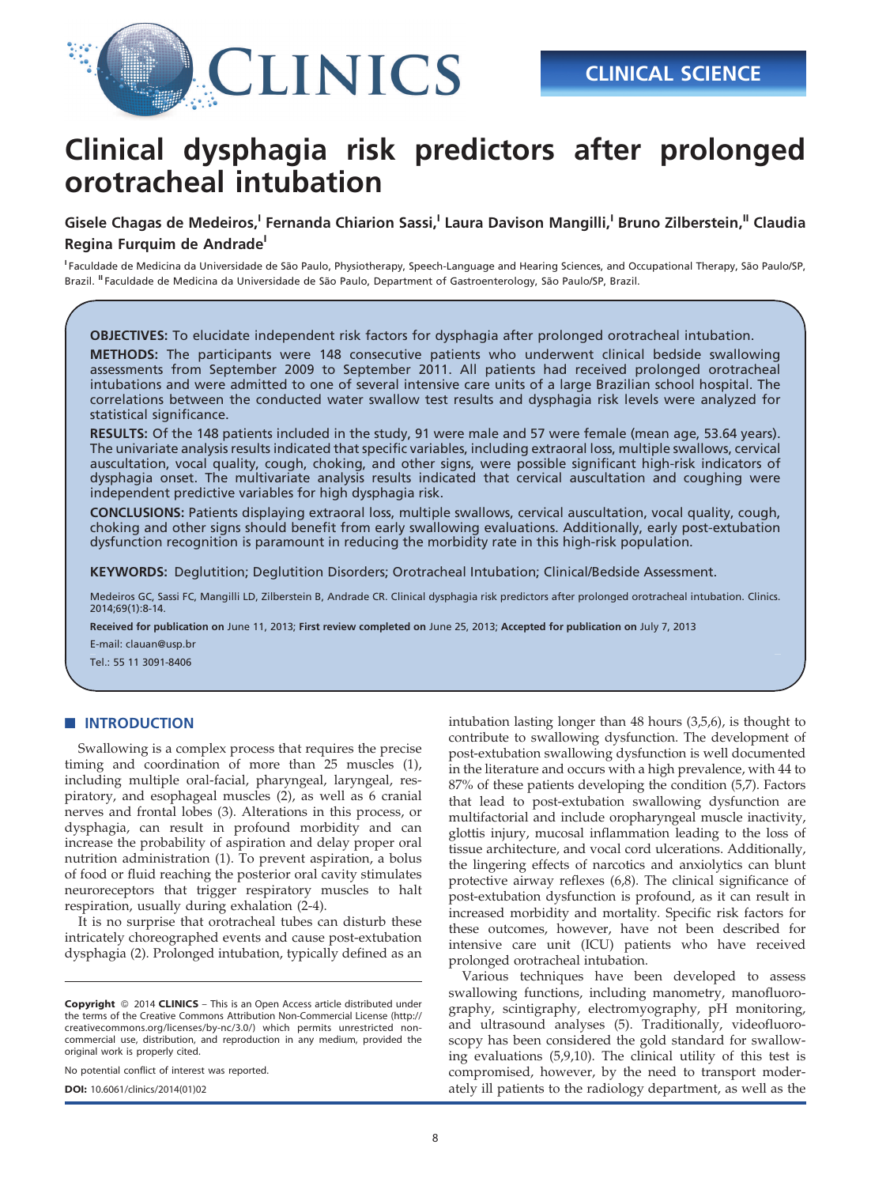CLINICAL SCIENCE

# Clinical dysphagia risk predictors after prolonged orotracheal intubation

**Gisele Chagas de Medeiros,[I] Fernanda Chiarion Sassi,[I] Laura Davison Mangilli,[I] Bruno Zilberstein,[II] Claudia Regina Furquim de Andrade[I]**

[I] Faculdade de Medicina da Universidade de São Paulo, Physiotherapy, Speech-Language and Hearing Sciences, and Occupational Therapy, São Paulo/SP, Brazil. [II] Faculdade de Medicina da Universidade de São Paulo, Department of Gastroenterology, São Paulo/SP, Brazil.

**OBJECTIVES:** To elucidate independent risk factors for dysphagia after prolonged orotracheal intubation.

**METHODS:** The participants were 148 consecutive patients who underwent clinical bedside swallowing assessments from September 2009 to September 2011. All patients had received prolonged orotracheal intubations and were admitted to one of several intensive care units of a large Brazilian school hospital. The correlations between the conducted water swallow test results and dysphagia risk levels were analyzed for statistical significance.

**RESULTS:** Of the 148 patients included in the study, 91 were male and 57 were female (mean age, 53.64 years). The univariate analysis results indicated that specific variables, including extraoral loss, multiple swallows, cervical auscultation, vocal quality, cough, choking, and other signs, were possible significant high-risk indicators of dysphagia onset. The multivariate analysis results indicated that cervical auscultation and coughing were independent predictive variables for high dysphagia risk.

**CONCLUSIONS:** Patients displaying extraoral loss, multiple swallows, cervical auscultation, vocal quality, cough, choking and other signs should benefit from early swallowing evaluations. Additionally, early post-extubation dysfunction recognition is paramount in reducing the morbidity rate in this high-risk population.

**KEYWORDS:** Deglutition; Deglutition Disorders; Orotracheal Intubation; Clinical/Bedside Assessment.

Medeiros GC, Sassi FC, Mangilli LD, Zilberstein B, Andrade CR. Clinical dysphagia risk predictors after prolonged orotracheal intubation. Clinics. 2014;69(1):8-14.

**Received for publication on** June 11, 2013; **First review completed on** June 25, 2013; **Accepted for publication on** July 7, 2013

E-mail: clauan@usp.br

Tel.: 55 11 3091-8406

## INTRODUCTION

Swallowing is a complex process that requires the precise timing and coordination of more than 25 muscles (1), including multiple oral-facial, pharyngeal, laryngeal, respiratory, and esophageal muscles (2), as well as 6 cranial nerves and frontal lobes (3). Alterations in this process, or dysphagia, can result in profound morbidity and can increase the probability of aspiration and delay proper oral nutrition administration (1). To prevent aspiration, a bolus of food or fluid reaching the posterior oral cavity stimulates neuroreceptors that trigger respiratory muscles to halt respiration, usually during exhalation (2-4).

It is no surprise that orotracheal tubes can disturb these intricately choreographed events and cause post-extubation dysphagia (2). Prolonged intubation, typically defined as an intubation lasting longer than 48 hours (3,5,6), is thought to contribute to swallowing dysfunction. The development of post-extubation swallowing dysfunction is well documented in the literature and occurs with a high prevalence, with 44 to 87% of these patients developing the condition (5,7). Factors that lead to post-extubation swallowing dysfunction are multifactorial and include oropharyngeal muscle inactivity, glottis injury, mucosal inflammation leading to the loss of tissue architecture, and vocal cord ulcerations. Additionally, the lingering effects of narcotics and anxiolytics can blunt protective airway reflexes (6,8). The clinical significance of post-extubation dysfunction is profound, as it can result in increased morbidity and mortality. Specific risk factors for these outcomes, however, have not been described for intensive care unit (ICU) patients who have received prolonged orotracheal intubation.

Various techniques have been developed to assess swallowing functions, including manometry, manofluorography, scintigraphy, electromyography, pH monitoring, and ultrasound analyses (5). Traditionally, videofluoroscopy has been considered the gold standard for swallowing evaluations (5,9,10). The clinical utility of this test is compromised, however, by the need to transport moderately ill patients to the radiology department, as well as the

**Copyright** © 2014 **CLINICS** – This is an Open Access article distributed under the terms of the Creative Commons Attribution Non-Commercial License (http://creativecommons.org/licenses/by-nc/3.0/) which permits unrestricted non-commercial use, distribution, and reproduction in any medium, provided the original work is properly cited.

No potential conflict of interest was reported.

**DOI:** 10.6061/clinics/2014(01)02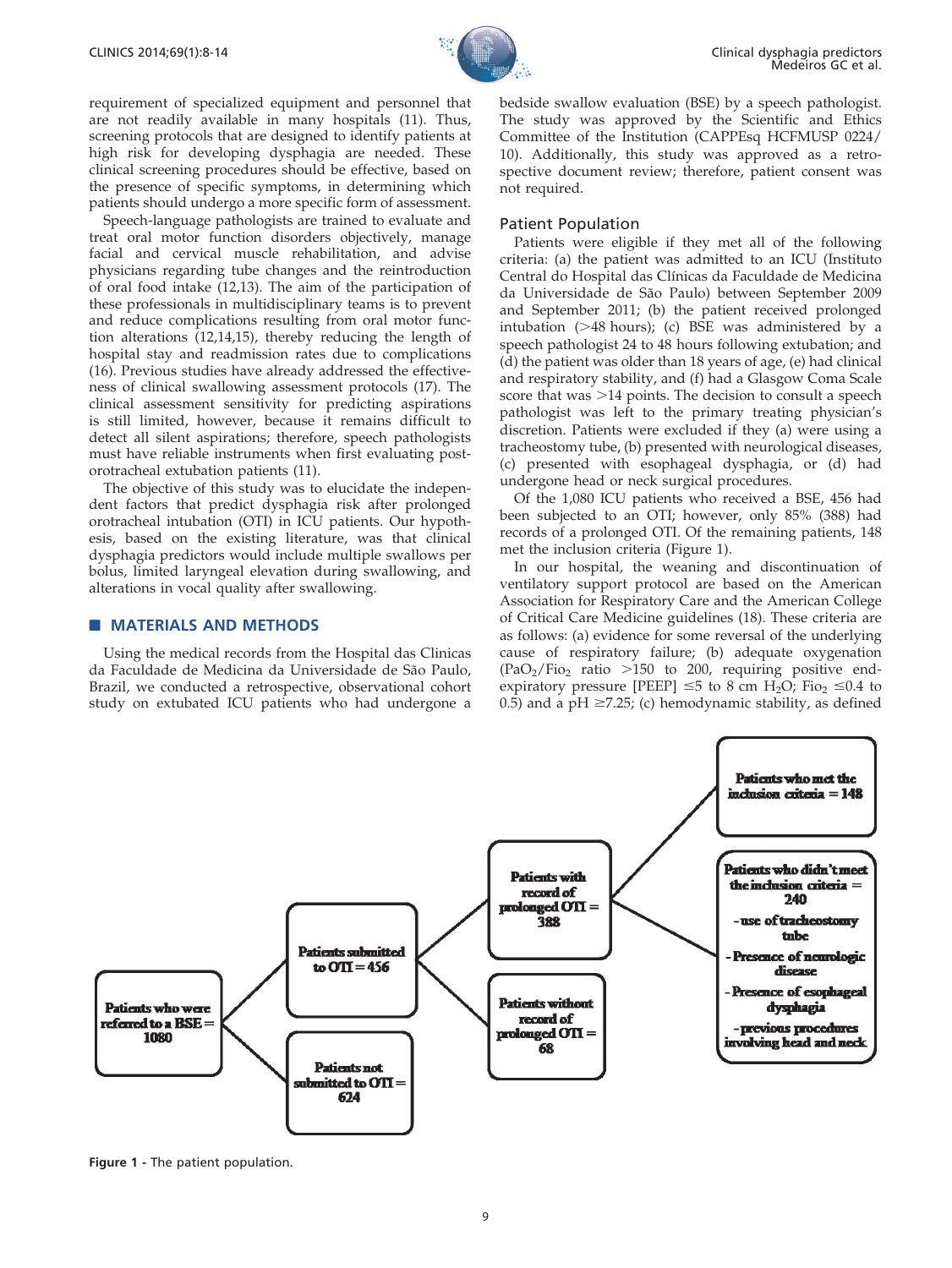requirement of specialized equipment and personnel that are not readily available in many hospitals (11). Thus, screening protocols that are designed to identify patients at high risk for developing dysphagia are needed. These clinical screening procedures should be effective, based on the presence of specific symptoms, in determining which patients should undergo a more specific form of assessment.

Speech-language pathologists are trained to evaluate and treat oral motor function disorders objectively, manage facial and cervical muscle rehabilitation, and advise physicians regarding tube changes and the reintroduction of oral food intake (12,13). The aim of the participation of these professionals in multidisciplinary teams is to prevent and reduce complications resulting from oral motor function alterations (12,14,15), thereby reducing the length of hospital stay and readmission rates due to complications (16). Previous studies have already addressed the effectiveness of clinical swallowing assessment protocols (17). The clinical assessment sensitivity for predicting aspirations is still limited, however, because it remains difficult to detect all silent aspirations; therefore, speech pathologists must have reliable instruments when first evaluating post-orotracheal extubation patients (11).

The objective of this study was to elucidate the independent factors that predict dysphagia risk after prolonged orotracheal intubation (OTI) in ICU patients. Our hypothesis, based on the existing literature, was that clinical dysphagia predictors would include multiple swallows per bolus, limited laryngeal elevation during swallowing, and alterations in vocal quality after swallowing.

## MATERIALS AND METHODS

Using the medical records from the Hospital das Clinicas da Faculdade de Medicina da Universidade de São Paulo, Brazil, we conducted a retrospective, observational cohort study on extubated ICU patients who had undergone a bedside swallow evaluation (BSE) by a speech pathologist. The study was approved by the Scientific and Ethics Committee of the Institution (CAPPEsq HCFMUSP 0224/10). Additionally, this study was approved as a retrospective document review; therefore, patient consent was not required.

### Patient Population

Patients were eligible if they met all of the following criteria: (a) the patient was admitted to an ICU (Instituto Central do Hospital das Clínicas da Faculdade de Medicina da Universidade de São Paulo) between September 2009 and September 2011; (b) the patient received prolonged intubation (>48 hours); (c) BSE was administered by a speech pathologist 24 to 48 hours following extubation; and (d) the patient was older than 18 years of age, (e) had clinical and respiratory stability, and (f) had a Glasgow Coma Scale score that was >14 points. The decision to consult a speech pathologist was left to the primary treating physician's discretion. Patients were excluded if they (a) were using a tracheostomy tube, (b) presented with neurological diseases, (c) presented with esophageal dysphagia, or (d) had undergone head or neck surgical procedures.

Of the 1,080 ICU patients who received a BSE, 456 had been subjected to an OTI; however, only 85% (388) had records of a prolonged OTI. Of the remaining patients, 148 met the inclusion criteria (Figure 1).

In our hospital, the weaning and discontinuation of ventilatory support protocol are based on the American Association for Respiratory Care and the American College of Critical Care Medicine guidelines (18). These criteria are as follows: (a) evidence for some reversal of the underlying cause of respiratory failure; (b) adequate oxygenation ($PaO_2/FiO_2$ ratio >150 to 200, requiring positive end-expiratory pressure [PEEP] $\leq$5 to 8 cm $H_2O$; $FiO_2$ $\leq$0.4 to 0.5) and a pH $\geq$7.25; (c) hemodynamic stability, as defined

Patients who were referred to a BSE = 1080
- Patients submitted to OTI = 456
  - Patients with record of prolonged OTI = 388
    - Patients who met the inclusion criteria = 148
    - Patients who didn't meet the inclusion criteria = 240
      - use of tracheostomy tube
      - Presence of neurologic disease
      - Presence of esophageal dysphagia
      - previous procedures involving head and neck
  - Patients without record of prolonged OTI = 68
- Patients not submitted to OTI = 624

**Figure 1** - The patient population.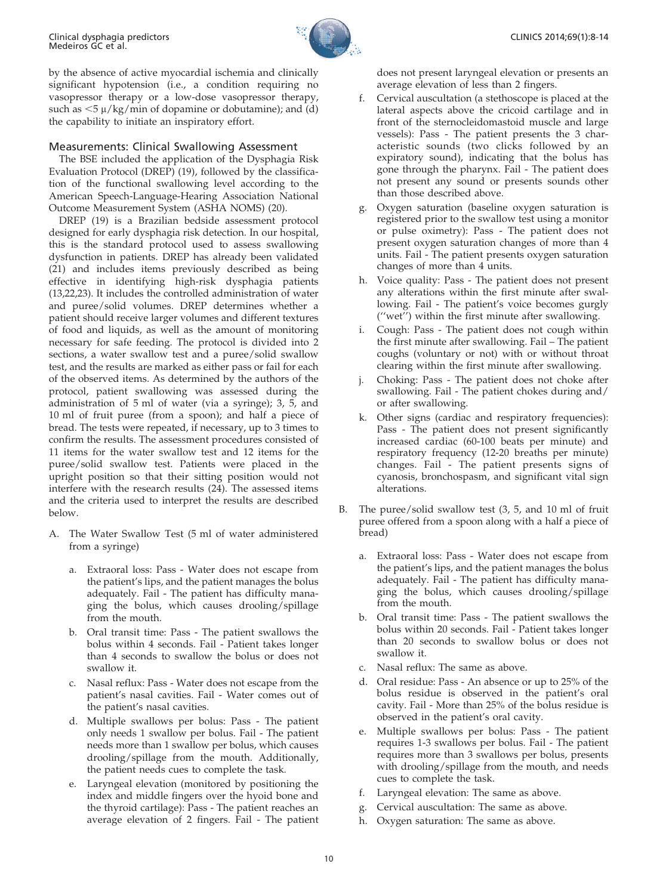by the absence of active myocardial ischemia and clinically significant hypotension (i.e., a condition requiring no vasopressor therapy or a low-dose vasopressor therapy, such as $<5$ μ/kg/min of dopamine or dobutamine); and (d) the capability to initiate an inspiratory effort.

## Measurements: Clinical Swallowing Assessment

The BSE included the application of the Dysphagia Risk Evaluation Protocol (DREP) (19), followed by the classification of the functional swallowing level according to the American Speech-Language-Hearing Association National Outcome Measurement System (ASHA NOMS) (20).

DREP (19) is a Brazilian bedside assessment protocol designed for early dysphagia risk detection. In our hospital, this is the standard protocol used to assess swallowing dysfunction in patients. DREP has already been validated (21) and includes items previously described as being effective in identifying high-risk dysphagia patients (13,22,23). It includes the controlled administration of water and puree/solid volumes. DREP determines whether a patient should receive larger volumes and different textures of food and liquids, as well as the amount of monitoring necessary for safe feeding. The protocol is divided into 2 sections, a water swallow test and a puree/solid swallow test, and the results are marked as either pass or fail for each of the observed items. As determined by the authors of the protocol, patient swallowing was assessed during the administration of 5 ml of water (via a syringe); 3, 5, and 10 ml of fruit puree (from a spoon); and half a piece of bread. The tests were repeated, if necessary, up to 3 times to confirm the results. The assessment procedures consisted of 11 items for the water swallow test and 12 items for the puree/solid swallow test. Patients were placed in the upright position so that their sitting position would not interfere with the research results (24). The assessed items and the criteria used to interpret the results are described below.

A. The Water Swallow Test (5 ml of water administered from a syringe)

   a. Extraoral loss: Pass - Water does not escape from the patient's lips, and the patient manages the bolus adequately. Fail - The patient has difficulty managing the bolus, which causes drooling/spillage from the mouth.
   b. Oral transit time: Pass - The patient swallows the bolus within 4 seconds. Fail - Patient takes longer than 4 seconds to swallow the bolus or does not swallow it.
   c. Nasal reflux: Pass - Water does not escape from the patient's nasal cavities. Fail - Water comes out of the patient's nasal cavities.
   d. Multiple swallows per bolus: Pass - The patient only needs 1 swallow per bolus. Fail - The patient needs more than 1 swallow per bolus, which causes drooling/spillage from the mouth. Additionally, the patient needs cues to complete the task.
   e. Laryngeal elevation (monitored by positioning the index and middle fingers over the hyoid bone and the thyroid cartilage): Pass - The patient reaches an average elevation of 2 fingers. Fail - The patient does not present laryngeal elevation or presents an average elevation of less than 2 fingers.
   f. Cervical auscultation (a stethoscope is placed at the lateral aspects above the cricoid cartilage and in front of the sternocleidomastoid muscle and large vessels): Pass - The patient presents the 3 characteristic sounds (two clicks followed by an expiratory sound), indicating that the bolus has gone through the pharynx. Fail - The patient does not present any sound or presents sounds other than those described above.
   g. Oxygen saturation (baseline oxygen saturation is registered prior to the swallow test using a monitor or pulse oximetry): Pass - The patient does not present oxygen saturation changes of more than 4 units. Fail - The patient presents oxygen saturation changes of more than 4 units.
   h. Voice quality: Pass - The patient does not present any alterations within the first minute after swallowing. Fail - The patient's voice becomes gurgly ("wet") within the first minute after swallowing.
   i. Cough: Pass - The patient does not cough within the first minute after swallowing. Fail – The patient coughs (voluntary or not) with or without throat clearing within the first minute after swallowing.
   j. Choking: Pass - The patient does not choke after swallowing. Fail - The patient chokes during and/or after swallowing.
   k. Other signs (cardiac and respiratory frequencies): Pass - The patient does not present significantly increased cardiac (60-100 beats per minute) and respiratory frequency (12-20 breaths per minute) changes. Fail - The patient presents signs of cyanosis, bronchospasm, and significant vital sign alterations.

B. The puree/solid swallow test (3, 5, and 10 ml of fruit puree offered from a spoon along with a half a piece of bread)

   a. Extraoral loss: Pass - Water does not escape from the patient's lips, and the patient manages the bolus adequately. Fail - The patient has difficulty managing the bolus, which causes drooling/spillage from the mouth.
   b. Oral transit time: Pass - The patient swallows the bolus within 20 seconds. Fail - Patient takes longer than 20 seconds to swallow bolus or does not swallow it.
   c. Nasal reflux: The same as above.
   d. Oral residue: Pass - An absence or up to 25% of the bolus residue is observed in the patient's oral cavity. Fail - More than 25% of the bolus residue is observed in the patient's oral cavity.
   e. Multiple swallows per bolus: Pass - The patient requires 1-3 swallows per bolus. Fail - The patient requires more than 3 swallows per bolus, presents with drooling/spillage from the mouth, and needs cues to complete the task.
   f. Laryngeal elevation: The same as above.
   g. Cervical auscultation: The same as above.
   h. Oxygen saturation: The same as above.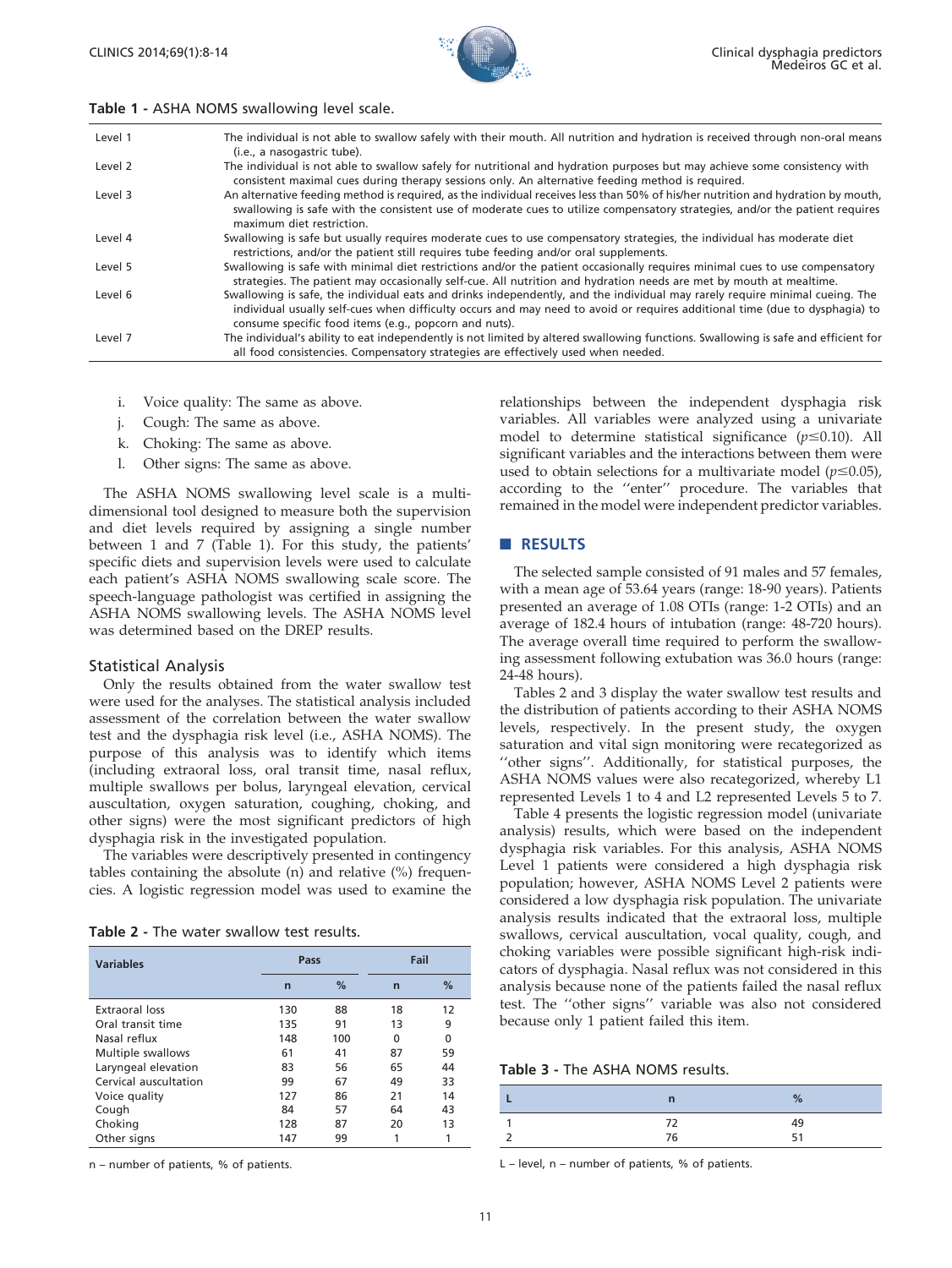**Table 1 - ASHA NOMS swallowing level scale.**

| | |
|---|---|
| Level 1 | The individual is not able to swallow safely with their mouth. All nutrition and hydration is received through non-oral means (i.e., a nasogastric tube). |
| Level 2 | The individual is not able to swallow safely for nutritional and hydration purposes but may achieve some consistency with consistent maximal cues during therapy sessions only. An alternative feeding method is required. |
| Level 3 | An alternative feeding method is required, as the individual receives less than 50% of his/her nutrition and hydration by mouth, swallowing is safe with the consistent use of moderate cues to utilize compensatory strategies, and/or the patient requires maximum diet restriction. |
| Level 4 | Swallowing is safe but usually requires moderate cues to use compensatory strategies, the individual has moderate diet restrictions, and/or the patient still requires tube feeding and/or oral supplements. |
| Level 5 | Swallowing is safe with minimal diet restrictions and/or the patient occasionally requires minimal cues to use compensatory strategies. The patient may occasionally self-cue. All nutrition and hydration needs are met by mouth at mealtime. |
| Level 6 | Swallowing is safe, the individual eats and drinks independently, and the individual may rarely require minimal cueing. The individual usually self-cues when difficulty occurs and may need to avoid or requires additional time (due to dysphagia) to consume specific food items (e.g., popcorn and nuts). |
| Level 7 | The individual's ability to eat independently is not limited by altered swallowing functions. Swallowing is safe and efficient for all food consistencies. Compensatory strategies are effectively used when needed. |

i. Voice quality: The same as above.

j. Cough: The same as above.

k. Choking: The same as above.

l. Other signs: The same as above.

The ASHA NOMS swallowing level scale is a multidimensional tool designed to measure both the supervision and diet levels required by assigning a single number between 1 and 7 (Table 1). For this study, the patients' specific diets and supervision levels were used to calculate each patient's ASHA NOMS swallowing scale score. The speech-language pathologist was certified in assigning the ASHA NOMS swallowing levels. The ASHA NOMS level was determined based on the DREP results.

### Statistical Analysis

Only the results obtained from the water swallow test were used for the analyses. The statistical analysis included assessment of the correlation between the water swallow test and the dysphagia risk level (i.e., ASHA NOMS). The purpose of this analysis was to identify which items (including extraoral loss, oral transit time, nasal reflux, multiple swallows per bolus, laryngeal elevation, cervical auscultation, oxygen saturation, coughing, choking, and other signs) were the most significant predictors of high dysphagia risk in the investigated population.

The variables were descriptively presented in contingency tables containing the absolute (n) and relative (%) frequencies. A logistic regression model was used to examine the relationships between the independent dysphagia risk variables. All variables were analyzed using a univariate model to determine statistical significance ($p \leq 0.10$). All significant variables and the interactions between them were used to obtain selections for a multivariate model ($p \leq 0.05$), according to the ''enter'' procedure. The variables that remained in the model were independent predictor variables.

**Table 2 - The water swallow test results.**

| Variables | Pass | | Fail | |
|---|---|---|---|---|
| | n | % | n | % |
| Extraoral loss | 130 | 88 | 18 | 12 |
| Oral transit time | 135 | 91 | 13 | 9 |
| Nasal reflux | 148 | 100 | 0 | 0 |
| Multiple swallows | 61 | 41 | 87 | 59 |
| Laryngeal elevation | 83 | 56 | 65 | 44 |
| Cervical auscultation | 99 | 67 | 49 | 33 |
| Voice quality | 127 | 86 | 21 | 14 |
| Cough | 84 | 57 | 64 | 43 |
| Choking | 128 | 87 | 20 | 13 |
| Other signs | 147 | 99 | 1 | 1 |

n – number of patients, % of patients.

## RESULTS

The selected sample consisted of 91 males and 57 females, with a mean age of 53.64 years (range: 18-90 years). Patients presented an average of 1.08 OTIs (range: 1-2 OTIs) and an average of 182.4 hours of intubation (range: 48-720 hours). The average overall time required to perform the swallowing assessment following extubation was 36.0 hours (range: 24-48 hours).

Tables 2 and 3 display the water swallow test results and the distribution of patients according to their ASHA NOMS levels, respectively. In the present study, the oxygen saturation and vital sign monitoring were recategorized as ''other signs''. Additionally, for statistical purposes, the ASHA NOMS values were also recategorized, whereby L1 represented Levels 1 to 4 and L2 represented Levels 5 to 7.

Table 4 presents the logistic regression model (univariate analysis) results, which were based on the independent dysphagia risk variables. For this analysis, ASHA NOMS Level 1 patients were considered a high dysphagia risk population; however, ASHA NOMS Level 2 patients were considered a low dysphagia risk population. The univariate analysis results indicated that the extraoral loss, multiple swallows, cervical auscultation, vocal quality, cough, and choking variables were possible significant high-risk indicators of dysphagia. Nasal reflux was not considered in this analysis because none of the patients failed the nasal reflux test. The ''other signs'' variable was also not considered because only 1 patient failed this item.

**Table 3 - The ASHA NOMS results.**

| L | n | % |
|---|---|---|
| 1 | 72 | 49 |
| 2 | 76 | 51 |

L – level, n – number of patients, % of patients.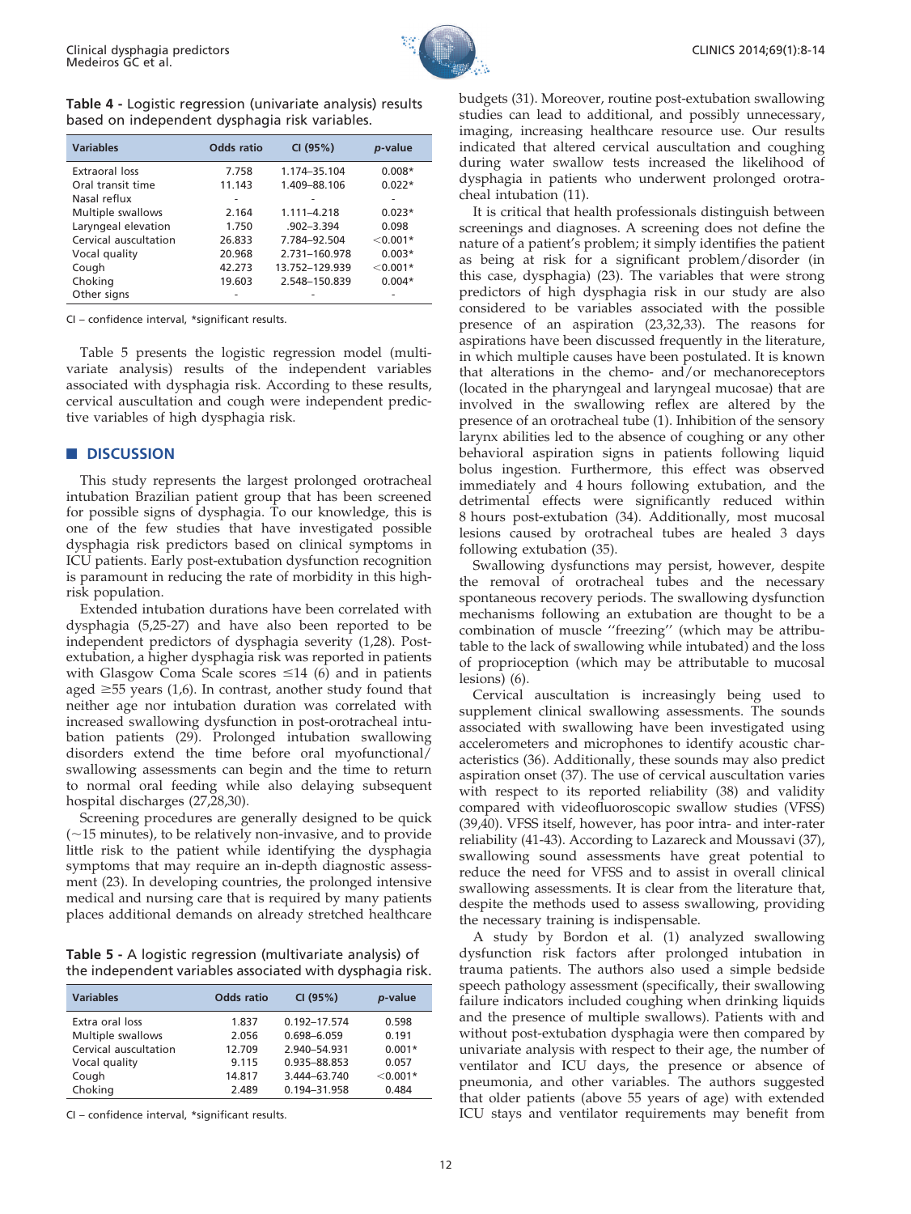**Table 4 -** Logistic regression (univariate analysis) results based on independent dysphagia risk variables.

| Variables | Odds ratio | CI (95%) | *p*-value |
|---|---|---|---|
| Extraoral loss | 7.758 | 1.174–35.104 | 0.008* |
| Oral transit time | 11.143 | 1.409–88.106 | 0.022* |
| Nasal reflux | - | - | - |
| Multiple swallows | 2.164 | 1.111–4.218 | 0.023* |
| Laryngeal elevation | 1.750 | .902–3.394 | 0.098 |
| Cervical auscultation | 26.833 | 7.784–92.504 | <0.001* |
| Vocal quality | 20.968 | 2.731–160.978 | 0.003* |
| Cough | 42.273 | 13.752–129.939 | <0.001* |
| Choking | 19.603 | 2.548–150.839 | 0.004* |
| Other signs | - | - | - |

CI – confidence interval, *significant results.

Table 5 presents the logistic regression model (multivariate analysis) results of the independent variables associated with dysphagia risk. According to these results, cervical auscultation and cough were independent predictive variables of high dysphagia risk.

## DISCUSSION

This study represents the largest prolonged orotracheal intubation Brazilian patient group that has been screened for possible signs of dysphagia. To our knowledge, this is one of the few studies that have investigated possible dysphagia risk predictors based on clinical symptoms in ICU patients. Early post-extubation dysfunction recognition is paramount in reducing the rate of morbidity in this high-risk population.

Extended intubation durations have been correlated with dysphagia (5,25-27) and have also been reported to be independent predictors of dysphagia severity (1,28). Post-extubation, a higher dysphagia risk was reported in patients with Glasgow Coma Scale scores ≤14 (6) and in patients aged ≥55 years (1,6). In contrast, another study found that neither age nor intubation duration was correlated with increased swallowing dysfunction in post-orotracheal intubation patients (29). Prolonged intubation swallowing disorders extend the time before oral myofunctional/swallowing assessments can begin and the time to return to normal oral feeding while also delaying subsequent hospital discharges (27,28,30).

Screening procedures are generally designed to be quick (~15 minutes), to be relatively non-invasive, and to provide little risk to the patient while identifying the dysphagia symptoms that may require an in-depth diagnostic assessment (23). In developing countries, the prolonged intensive medical and nursing care that is required by many patients places additional demands on already stretched healthcare budgets (31). Moreover, routine post-extubation swallowing studies can lead to additional, and possibly unnecessary, imaging, increasing healthcare resource use. Our results indicated that altered cervical auscultation and coughing during water swallow tests increased the likelihood of dysphagia in patients who underwent prolonged orotracheal intubation (11).

**Table 5 -** A logistic regression (multivariate analysis) of the independent variables associated with dysphagia risk.

| Variables | Odds ratio | CI (95%) | *p*-value |
|---|---|---|---|
| Extra oral loss | 1.837 | 0.192–17.574 | 0.598 |
| Multiple swallows | 2.056 | 0.698–6.059 | 0.191 |
| Cervical auscultation | 12.709 | 2.940–54.931 | 0.001* |
| Vocal quality | 9.115 | 0.935–88.853 | 0.057 |
| Cough | 14.817 | 3.444–63.740 | <0.001* |
| Choking | 2.489 | 0.194–31.958 | 0.484 |

CI – confidence interval, *significant results.

It is critical that health professionals distinguish between screenings and diagnoses. A screening does not define the nature of a patient's problem; it simply identifies the patient as being at risk for a significant problem/disorder (in this case, dysphagia) (23). The variables that were strong predictors of high dysphagia risk in our study are also considered to be variables associated with the possible presence of an aspiration (23,32,33). The reasons for aspirations have been discussed frequently in the literature, in which multiple causes have been postulated. It is known that alterations in the chemo- and/or mechanoreceptors (located in the pharyngeal and laryngeal mucosae) that are involved in the swallowing reflex are altered by the presence of an orotracheal tube (1). Inhibition of the sensory larynx abilities led to the absence of coughing or any other behavioral aspiration signs in patients following liquid bolus ingestion. Furthermore, this effect was observed immediately and 4 hours following extubation, and the detrimental effects were significantly reduced within 8 hours post-extubation (34). Additionally, most mucosal lesions caused by orotracheal tubes are healed 3 days following extubation (35).

Swallowing dysfunctions may persist, however, despite the removal of orotracheal tubes and the necessary spontaneous recovery periods. The swallowing dysfunction mechanisms following an extubation are thought to be a combination of muscle "freezing" (which may be attributable to the lack of swallowing while intubated) and the loss of proprioception (which may be attributable to mucosal lesions) (6).

Cervical auscultation is increasingly being used to supplement clinical swallowing assessments. The sounds associated with swallowing have been investigated using accelerometers and microphones to identify acoustic characteristics (36). Additionally, these sounds may also predict aspiration onset (37). The use of cervical auscultation varies with respect to its reported reliability (38) and validity compared with videofluoroscopic swallow studies (VFSS) (39,40). VFSS itself, however, has poor intra- and inter-rater reliability (41-43). According to Lazareck and Moussavi (37), swallowing sound assessments have great potential to reduce the need for VFSS and to assist in overall clinical swallowing assessments. It is clear from the literature that, despite the methods used to assess swallowing, providing the necessary training is indispensable.

A study by Bordon et al. (1) analyzed swallowing dysfunction risk factors after prolonged intubation in trauma patients. The authors also used a simple bedside speech pathology assessment (specifically, their swallowing failure indicators included coughing when drinking liquids and the presence of multiple swallows). Patients with and without post-extubation dysphagia were then compared by univariate analysis with respect to their age, the number of ventilator and ICU days, the presence or absence of pneumonia, and other variables. The authors suggested that older patients (above 55 years of age) with extended ICU stays and ventilator requirements may benefit from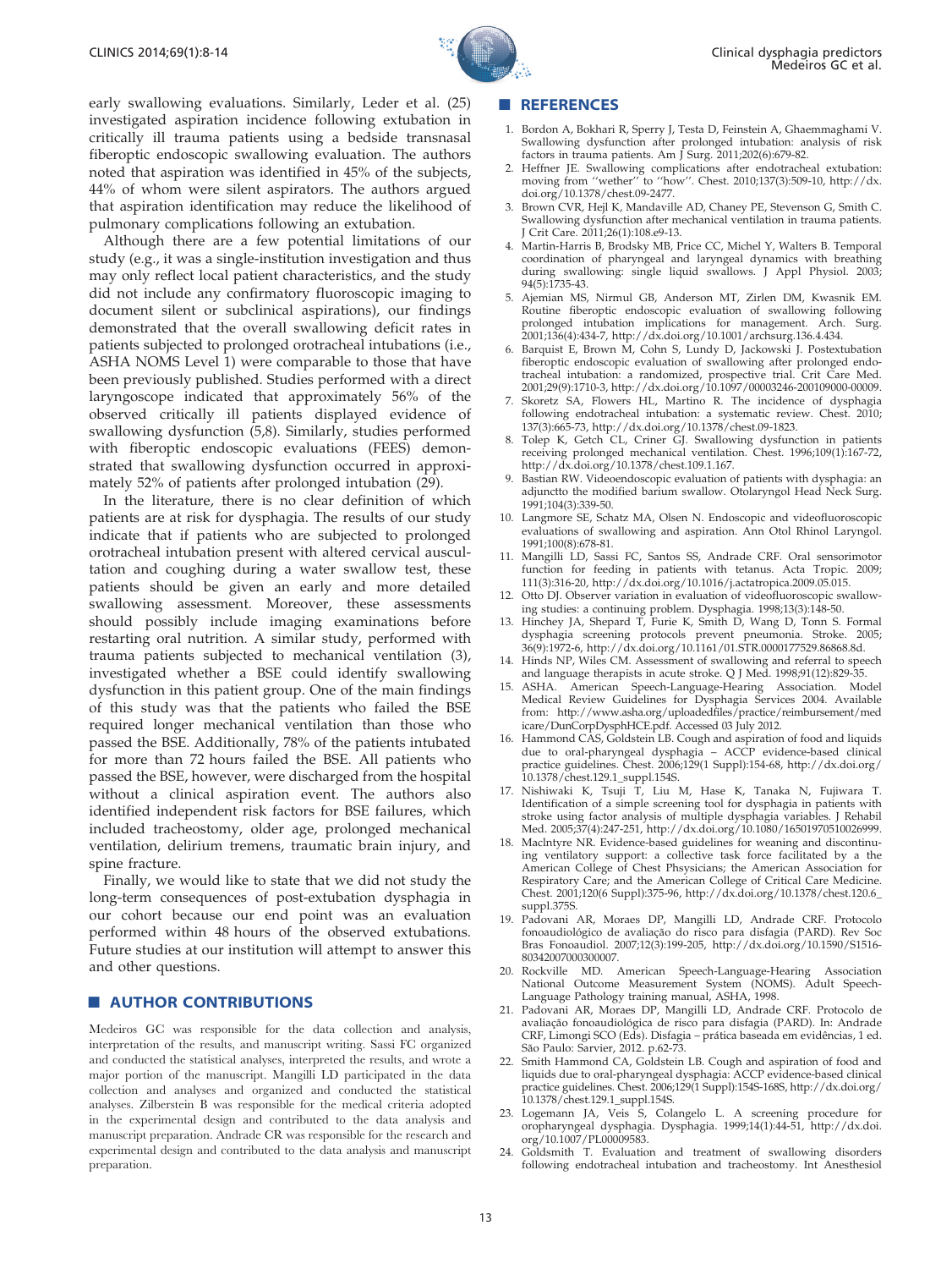early swallowing evaluations. Similarly, Leder et al. (25) investigated aspiration incidence following extubation in critically ill trauma patients using a bedside transnasal fiberoptic endoscopic swallowing evaluation. The authors noted that aspiration was identified in 45% of the subjects, 44% of whom were silent aspirators. The authors argued that aspiration identification may reduce the likelihood of pulmonary complications following an extubation.

Although there are a few potential limitations of our study (e.g., it was a single-institution investigation and thus may only reflect local patient characteristics, and the study did not include any confirmatory fluoroscopic imaging to document silent or subclinical aspirations), our findings demonstrated that the overall swallowing deficit rates in patients subjected to prolonged orotracheal intubations (i.e., ASHA NOMS Level 1) were comparable to those that have been previously published. Studies performed with a direct laryngoscope indicated that approximately 56% of the observed critically ill patients displayed evidence of swallowing dysfunction (5,8). Similarly, studies performed with fiberoptic endoscopic evaluations (FEES) demonstrated that swallowing dysfunction occurred in approximately 52% of patients after prolonged intubation (29).

In the literature, there is no clear definition of which patients are at risk for dysphagia. The results of our study indicate that if patients who are subjected to prolonged orotracheal intubation present with altered cervical auscultation and coughing during a water swallow test, these patients should be given an early and more detailed swallowing assessment. Moreover, these assessments should possibly include imaging examinations before restarting oral nutrition. A similar study, performed with trauma patients subjected to mechanical ventilation (3), investigated whether a BSE could identify swallowing dysfunction in this patient group. One of the main findings of this study was that the patients who failed the BSE required longer mechanical ventilation than those who passed the BSE. Additionally, 78% of the patients intubated for more than 72 hours failed the BSE. All patients who passed the BSE, however, were discharged from the hospital without a clinical aspiration event. The authors also identified independent risk factors for BSE failures, which included tracheostomy, older age, prolonged mechanical ventilation, delirium tremens, traumatic brain injury, and spine fracture.

Finally, we would like to state that we did not study the long-term consequences of post-extubation dysphagia in our cohort because our end point was an evaluation performed within 48 hours of the observed extubations. Future studies at our institution will attempt to answer this and other questions.

## AUTHOR CONTRIBUTIONS

Medeiros GC was responsible for the data collection and analysis, interpretation of the results, and manuscript writing. Sassi FC organized and conducted the statistical analyses, interpreted the results, and wrote a major portion of the manuscript. Mangilli LD participated in the data collection and analyses and organized and conducted the statistical analyses. Zilberstein B was responsible for the medical criteria adopted in the experimental design and contributed to the data analysis and manuscript preparation. Andrade CR was responsible for the research and experimental design and contributed to the data analysis and manuscript preparation.

## REFERENCES

1. Bordon A, Bokhari R, Sperry J, Testa D, Feinstein A, Ghaemmaghami V. Swallowing dysfunction after prolonged intubation: analysis of risk factors in trauma patients. Am J Surg. 2011;202(6):679-82.
2. Heffner JE. Swallowing complications after endotracheal extubation: moving from ''wether'' to ''how''. Chest. 2010;137(3):509-10, http://dx.doi.org/10.1378/chest.09-2477.
3. Brown CVR, Hejl K, Mandaville AD, Chaney PE, Stevenson G, Smith C. Swallowing dysfunction after mechanical ventilation in trauma patients. J Crit Care. 2011;26(1):108.e9-13.
4. Martin-Harris B, Brodsky MB, Price CC, Michel Y, Walters B. Temporal coordination of pharyngeal and laryngeal dynamics with breathing during swallowing: single liquid swallows. J Appl Physiol. 2003; 94(5):1735-43.
5. Ajemian MS, Nirmul GB, Anderson MT, Zirlen DM, Kwasnik EM. Routine fiberoptic endoscopic evaluation of swallowing following prolonged intubation implications for management. Arch. Surg. 2001;136(4):434-7, http://dx.doi.org/10.1001/archsurg.136.4.434.
6. Barquist E, Brown M, Cohn S, Lundy D, Jackowski J. Postextubation fiberoptic endoscopic evaluation of swallowing after prolonged endotracheal intubation: a randomized, prospective trial. Crit Care Med. 2001;29(9):1710-3, http://dx.doi.org/10.1097/00003246-200109000-00009.
7. Skoretz SA, Flowers HL, Martino R. The incidence of dysphagia following endotracheal intubation: a systematic review. Chest. 2010; 137(3):665-73, http://dx.doi.org/10.1378/chest.09-1823.
8. Tolep K, Getch CL, Criner GJ. Swallowing dysfunction in patients receiving prolonged mechanical ventilation. Chest. 1996;109(1):167-72, http://dx.doi.org/10.1378/chest.109.1.167.
9. Bastian RW. Videoendoscopic evaluation of patients with dysphagia: an adjunctto the modified barium swallow. Otolaryngol Head Neck Surg. 1991;104(3):339-50.
10. Langmore SE, Schatz MA, Olsen N. Endoscopic and videofluoroscopic evaluations of swallowing and aspiration. Ann Otol Rhinol Laryngol. 1991;100(8):678-81.
11. Mangilli LD, Sassi FC, Santos SS, Andrade CRF. Oral sensorimotor function for feeding in patients with tetanus. Acta Tropic. 2009; 111(3):316-20, http://dx.doi.org/10.1016/j.actatropica.2009.05.015.
12. Otto DJ. Observer variation in evaluation of videofluoroscopic swallowing studies: a continuing problem. Dysphagia. 1998;13(3):148-50.
13. Hinchey JA, Shepard T, Furie K, Smith D, Wang D, Tonn S. Formal dysphagia screening protocols prevent pneumonia. Stroke. 2005; 36(9):1972-6, http://dx.doi.org/10.1161/01.STR.0000177529.86868.8d.
14. Hinds NP, Wiles CM. Assessment of swallowing and referral to speech and language therapists in acute stroke. Q J Med. 1998;91(12):829-35.
15. ASHA. American Speech-Language-Hearing Association. Model Medical Review Guidelines for Dysphagia Services 2004. Available from: http://www.asha.org/uploadedfiles/practice/reimbursement/medicare/DunCorpDysphHCE.pdf. Accessed 03 July 2012.
16. Hammond CAS, Goldstein LB. Cough and aspiration of food and liquids due to oral-pharyngeal dysphagia – ACCP evidence-based clinical practice guidelines. Chest. 2006;129(1 Suppl):154-68, http://dx.doi.org/10.1378/chest.129.1_suppl.154S.
17. Nishiwaki K, Tsuji T, Liu M, Hase K, Tanaka N, Fujiwara T. Identification of a simple screening tool for dysphagia in patients with stroke using factor analysis of multiple dysphagia variables. J Rehabil Med. 2005;37(4):247-251, http://dx.doi.org/10.1080/16501970510026999.
18. MacIntyre NR. Evidence-based guidelines for weaning and discontinuing ventilatory support: a collective task force facilitated by a the American College of Chest Phsysicians; the American Association for Respiratory Care; and the American College of Critical Care Medicine. Chest. 2001;120(6 Suppl):375-96, http://dx.doi.org/10.1378/chest.120.6_suppl.375S.
19. Padovani AR, Moraes DP, Mangilli LD, Andrade CRF. Protocolo fonoaudiológico de avaliação do risco para disfagia (PARD). Rev Soc Bras Fonoaudiol. 2007;12(3):199-205, http://dx.doi.org/10.1590/S1516-80342007000300007.
20. Rockville MD. American Speech-Language-Hearing Association National Outcome Measurement System (NOMS). Adult Speech-Language Pathology training manual, ASHA, 1998.
21. Padovani AR, Moraes DP, Mangilli LD, Andrade CRF. Protocolo de avaliação fonoaudiológica de risco para disfagia (PARD). In: Andrade CRF, Limongi SCO (Eds). Disfagia – prática baseada em evidências, 1 ed. São Paulo: Sarvier, 2012. p.62-73.
22. Smith Hammond CA, Goldstein LB. Cough and aspiration of food and liquids due to oral-pharyngeal dysphagia: ACCP evidence-based clinical practice guidelines. Chest. 2006;129(1 Suppl):154S-168S, http://dx.doi.org/10.1378/chest.129.1_suppl.154S.
23. Logemann JA, Veis S, Colangelo L. A screening procedure for oropharyngeal dysphagia. Dysphagia. 1999;14(1):44-51, http://dx.doi.org/10.1007/PL00009583.
24. Goldsmith T. Evaluation and treatment of swallowing disorders following endotracheal intubation and tracheostomy. Int Anesthesiol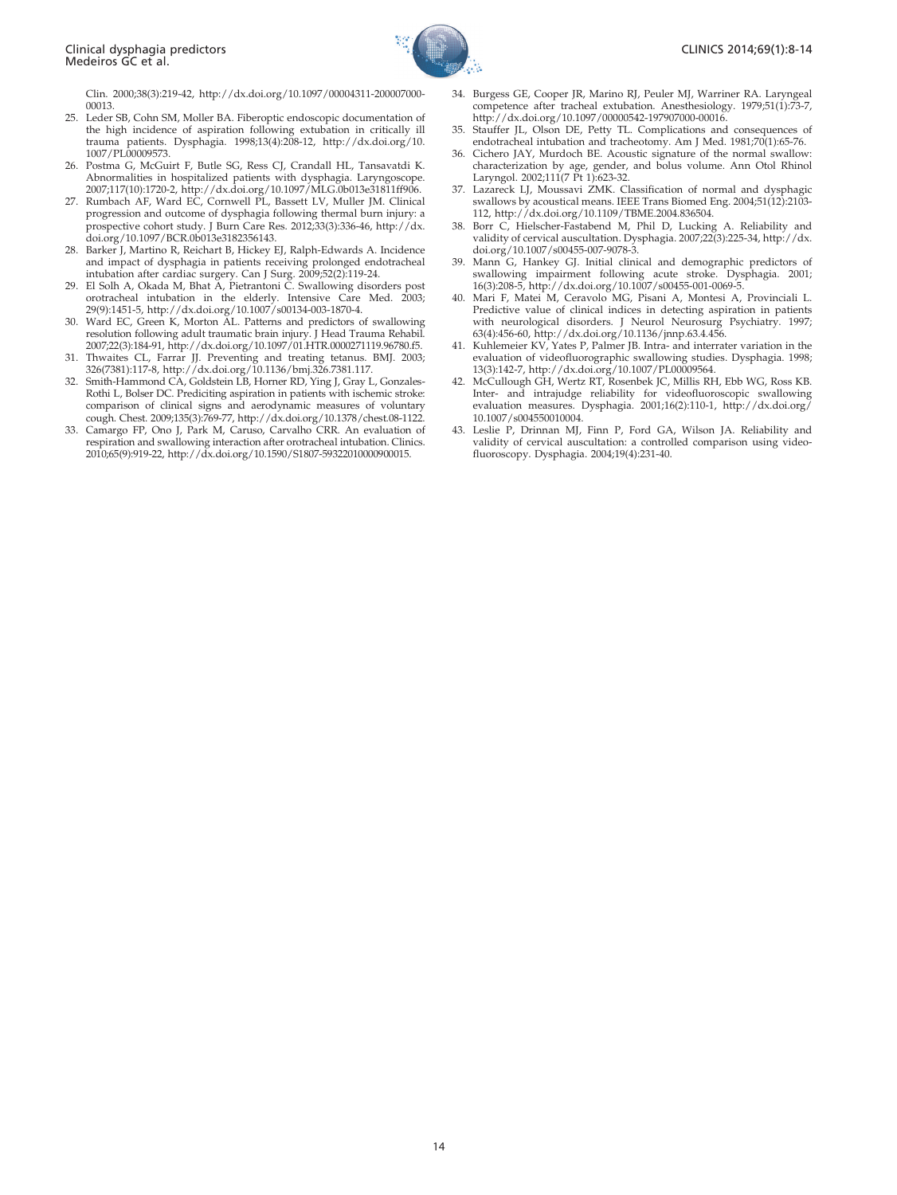Clin. 2000;38(3):219-42, http://dx.doi.org/10.1097/00004311-200007000-00013.

25. Leder SB, Cohn SM, Moller BA. Fiberoptic endoscopic documentation of the high incidence of aspiration following extubation in critically ill trauma patients. Dysphagia. 1998;13(4):208-12, http://dx.doi.org/10.1007/PL00009573.
26. Postma G, McGuirt F, Butle SG, Ress CJ, Crandall HL, Tansavatdi K. Abnormalities in hospitalized patients with dysphagia. Laryngoscope. 2007;117(10):1720-2, http://dx.doi.org/10.1097/MLG.0b013e31811ff906.
27. Rumbach AF, Ward EC, Cornwell PL, Bassett LV, Muller JM. Clinical progression and outcome of dysphagia following thermal burn injury: a prospective cohort study. J Burn Care Res. 2012;33(3):336-46, http://dx.doi.org/10.1097/BCR.0b013e3182356143.
28. Barker J, Martino R, Reichart B, Hickey EJ, Ralph-Edwards A. Incidence and impact of dysphagia in patients receiving prolonged endotracheal intubation after cardiac surgery. Can J Surg. 2009;52(2):119-24.
29. El Solh A, Okada M, Bhat A, Pietrantoni C. Swallowing disorders post orotracheal intubation in the elderly. Intensive Care Med. 2003;29(9):1451-5, http://dx.doi.org/10.1007/s00134-003-1870-4.
30. Ward EC, Green K, Morton AL. Patterns and predictors of swallowing resolution following adult traumatic brain injury. J Head Trauma Rehabil. 2007;22(3):184-91, http://dx.doi.org/10.1097/01.HTR.0000271119.96780.f5.
31. Thwaites CL, Farrar JJ. Preventing and treating tetanus. BMJ. 2003;326(7381):117-8, http://dx.doi.org/10.1136/bmj.326.7381.117.
32. Smith-Hammond CA, Goldstein LB, Horner RD, Ying J, Gray L, Gonzales-Rothi L, Bolser DC. Prediciting aspiration in patients with ischemic stroke: comparison of clinical signs and aerodynamic measures of voluntary cough. Chest. 2009;135(3):769-77, http://dx.doi.org/10.1378/chest.08-1122.
33. Camargo FP, Ono J, Park M, Caruso, Carvalho CRR. An evaluation of respiration and swallowing interaction after orotracheal intubation. Clinics. 2010;65(9):919-22, http://dx.doi.org/10.1590/S1807-59322010000900015.
34. Burgess GE, Cooper JR, Marino RJ, Peuler MJ, Warriner RA. Laryngeal competence after tracheal extubation. Anesthesiology. 1979;51(1):73-7, http://dx.doi.org/10.1097/00000542-197907000-00016.
35. Stauffer JL, Olson DE, Petty TL. Complications and consequences of endotracheal intubation and tracheotomy. Am J Med. 1981;70(1):65-76.
36. Cichero JAY, Murdoch BE. Acoustic signature of the normal swallow: characterization by age, gender, and bolus volume. Ann Otol Rhinol Laryngol. 2002;111(7 Pt 1):623-32.
37. Lazareck LJ, Moussavi ZMK. Classification of normal and dysphagic swallows by acoustical means. IEEE Trans Biomed Eng. 2004;51(12):2103-112, http://dx.doi.org/10.1109/TBME.2004.836504.
38. Borr C, Hielscher-Fastabend M, Phil D, Lucking A. Reliability and validity of cervical auscultation. Dysphagia. 2007;22(3):225-34, http://dx.doi.org/10.1007/s00455-007-9078-3.
39. Mann G, Hankey GJ. Initial clinical and demographic predictors of swallowing impairment following acute stroke. Dysphagia. 2001;16(3):208-5, http://dx.doi.org/10.1007/s00455-001-0069-5.
40. Mari F, Matei M, Ceravolo MG, Pisani A, Montesi A, Provinciali L. Predictive value of clinical indices in detecting aspiration in patients with neurological disorders. J Neurol Neurosurg Psychiatry. 1997;63(4):456-60, http://dx.doi.org/10.1136/jnnp.63.4.456.
41. Kuhlemeier KV, Yates P, Palmer JB. Intra- and interrater variation in the evaluation of videofluorographic swallowing studies. Dysphagia. 1998;13(3):142-7, http://dx.doi.org/10.1007/PL00009564.
42. McCullough GH, Wertz RT, Rosenbek JC, Millis RH, Ebb WG, Ross KB. Inter- and intrajudge reliability for videofluoroscopic swallowing evaluation measures. Dysphagia. 2001;16(2):110-1, http://dx.doi.org/10.1007/s004550010004.
43. Leslie P, Drinnan MJ, Finn P, Ford GA, Wilson JA. Reliability and validity of cervical auscultation: a controlled comparison using videofluoroscopy. Dysphagia. 2004;19(4):231-40.